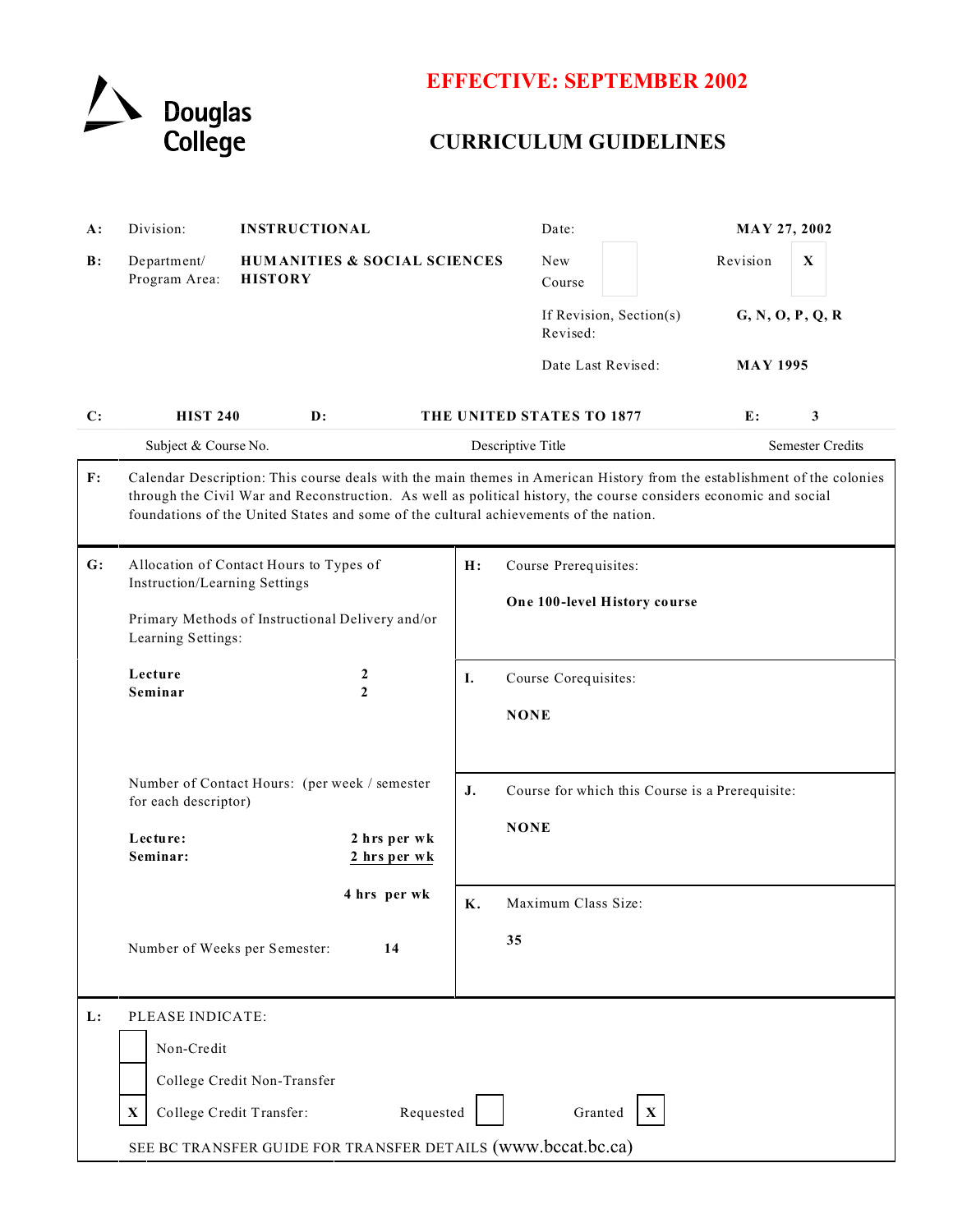Douglas College

**EFFECTIVE: SEPTEMBER 2002**

# CURRICULUM GUIDELINES

| | | | | |
|---|---|---|---|---|
| **A:** | Division: | **INSTRUCTIONAL** | Date: | **MAY 27, 2002** |
| **B:** | Department/ Program Area: | **HUMANITIES & SOCIAL SCIENCES HISTORY** | New Course [ ] | Revision [X] |
| | | | If Revision, Section(s) Revised: | **G, N, O, P, Q, R** |
| | | | Date Last Revised: | **MAY 1995** |

| **C:** | **HIST 240** | **D:** | **THE UNITED STATES TO 1877** | **E:** | **3** |
|---|---|---|---|---|---|
| | Subject & Course No. | | Descriptive Title | | Semester Credits |

**F:** Calendar Description: This course deals with the main themes in American History from the establishment of the colonies through the Civil War and Reconstruction. As well as political history, the course considers economic and social foundations of the United States and some of the cultural achievements of the nation.

**G:** Allocation of Contact Hours to Types of Instruction/Learning Settings

Primary Methods of Instructional Delivery and/or Learning Settings:

| | |
|---|---|
| **Lecture** | **2** |
| **Seminar** | **2** |

Number of Contact Hours: (per week / semester for each descriptor)

| | |
|---|---|
| **Lecture:** | **2 hrs per wk** |
| **Seminar:** | **2 hrs per wk** |
| | **4 hrs per wk** |

Number of Weeks per Semester: **14**

**H:** Course Prerequisites:

**One 100-level History course**

**I.** Course Corequisites:

**NONE**

**J.** Course for which this Course is a Prerequisite:

**NONE**

**K.** Maximum Class Size:

**35**

**L:** PLEASE INDICATE:

- [ ] Non-Credit
- [ ] College Credit Non-Transfer
- [X] College Credit Transfer: Requested [ ] Granted [X]

SEE BC TRANSFER GUIDE FOR TRANSFER DETAILS (www.bccat.bc.ca)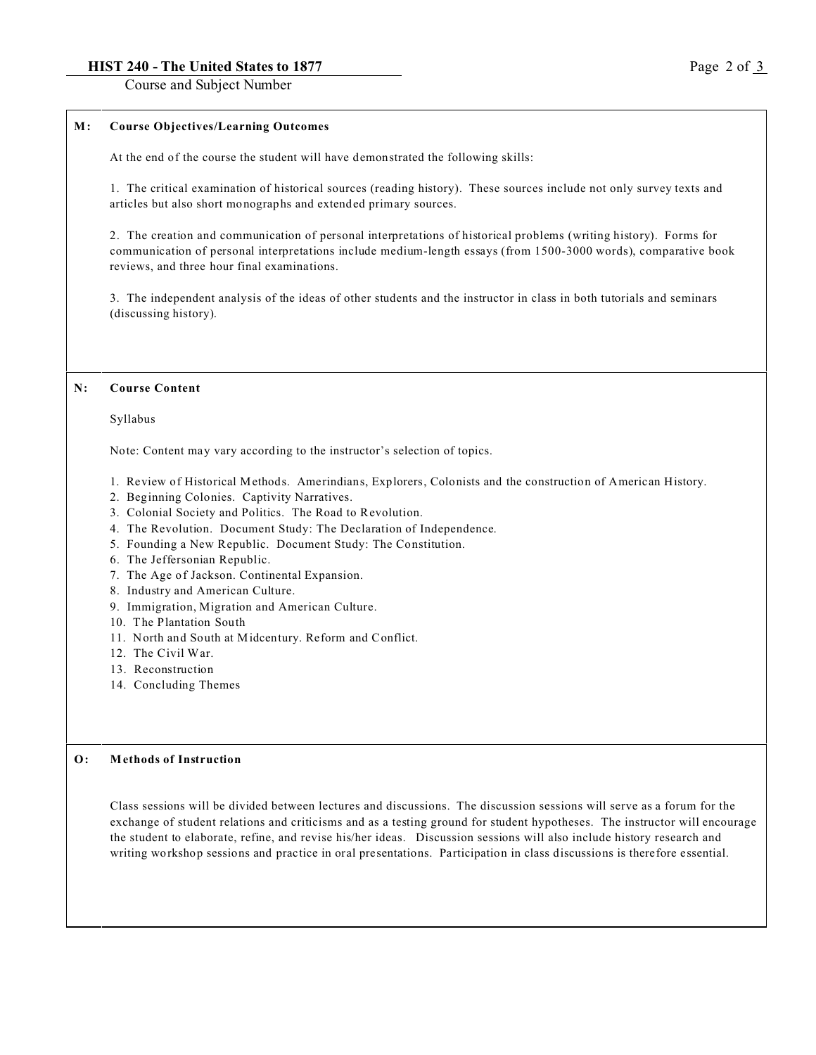## M: Course Objectives/Learning Outcomes

At the end of the course the student will have demonstrated the following skills:

1. The critical examination of historical sources (reading history). These sources include not only survey texts and articles but also short monographs and extended primary sources.

2. The creation and communication of personal interpretations of historical problems (writing history). Forms for communication of personal interpretations include medium-length essays (from 1500-3000 words), comparative book reviews, and three hour final examinations.

3. The independent analysis of the ideas of other students and the instructor in class in both tutorials and seminars (discussing history).

## N: Course Content

Syllabus

Note: Content may vary according to the instructor's selection of topics.

1. Review of Historical Methods. Amerindians, Explorers, Colonists and the construction of American History.
2. Beginning Colonies. Captivity Narratives.
3. Colonial Society and Politics. The Road to Revolution.
4. The Revolution. Document Study: The Declaration of Independence.
5. Founding a New Republic. Document Study: The Constitution.
6. The Jeffersonian Republic.
7. The Age of Jackson. Continental Expansion.
8. Industry and American Culture.
9. Immigration, Migration and American Culture.
10. The Plantation South
11. North and South at Midcentury. Reform and Conflict.
12. The Civil War.
13. Reconstruction
14. Concluding Themes

## O: Methods of Instruction

Class sessions will be divided between lectures and discussions. The discussion sessions will serve as a forum for the exchange of student relations and criticisms and as a testing ground for student hypotheses. The instructor will encourage the student to elaborate, refine, and revise his/her ideas. Discussion sessions will also include history research and writing workshop sessions and practice in oral presentations. Participation in class discussions is therefore essential.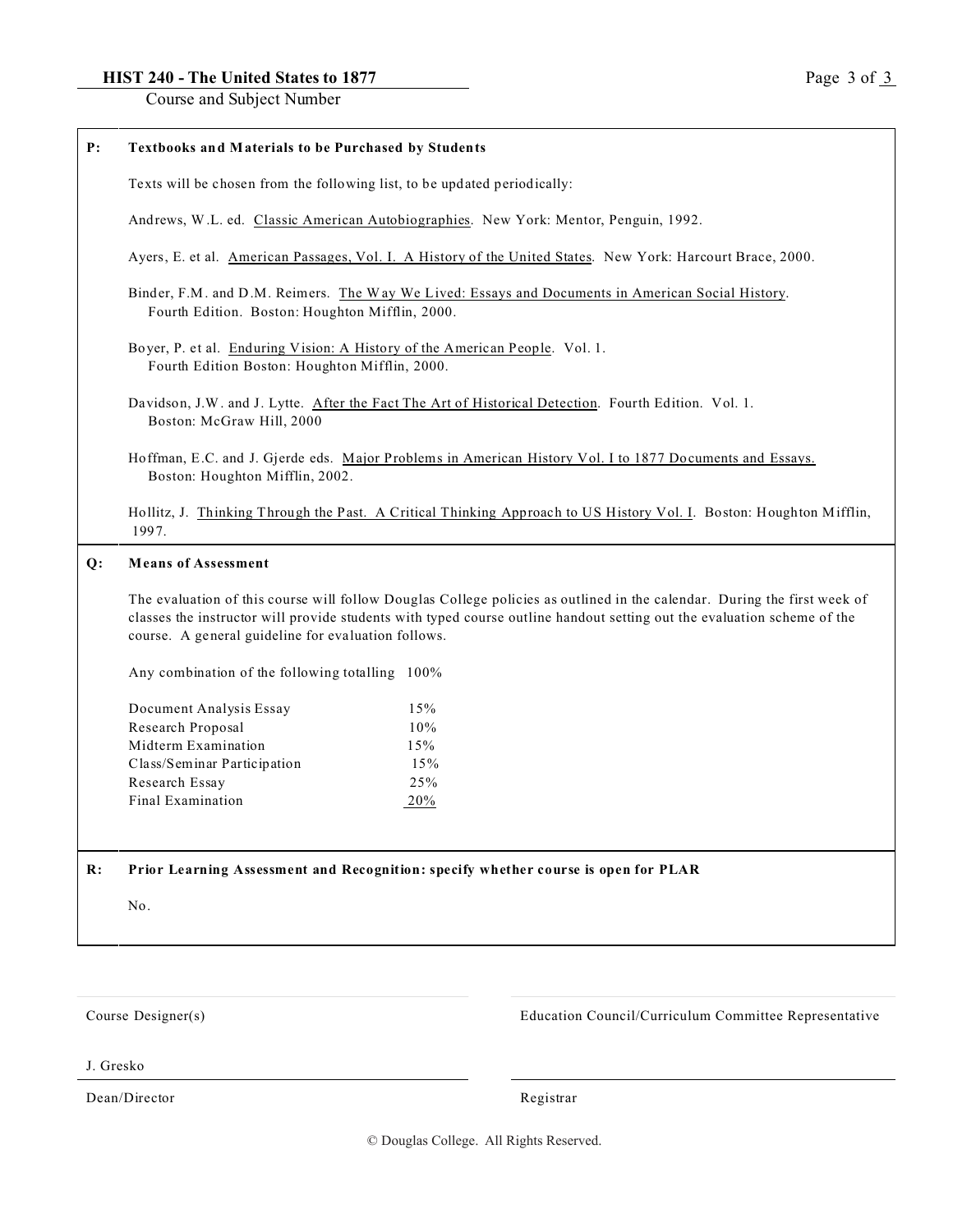## P: Textbooks and Materials to be Purchased by Students

Texts will be chosen from the following list, to be updated periodically:

Andrews, W.L. ed. Classic American Autobiographies. New York: Mentor, Penguin, 1992.

Ayers, E. et al. American Passages, Vol. I. A History of the United States. New York: Harcourt Brace, 2000.

Binder, F.M. and D.M. Reimers. The Way We Lived: Essays and Documents in American Social History. Fourth Edition. Boston: Houghton Mifflin, 2000.

Boyer, P. et al. Enduring Vision: A History of the American People. Vol. 1. Fourth Edition Boston: Houghton Mifflin, 2000.

Davidson, J.W. and J. Lytte. After the Fact The Art of Historical Detection. Fourth Edition. Vol. 1. Boston: McGraw Hill, 2000

Hoffman, E.C. and J. Gjerde eds. Major Problems in American History Vol. I to 1877 Documents and Essays. Boston: Houghton Mifflin, 2002.

Hollitz, J. Thinking Through the Past. A Critical Thinking Approach to US History Vol. I. Boston: Houghton Mifflin, 1997.

## Q: Means of Assessment

The evaluation of this course will follow Douglas College policies as outlined in the calendar. During the first week of classes the instructor will provide students with typed course outline handout setting out the evaluation scheme of the course. A general guideline for evaluation follows.

Any combination of the following totalling 100%

| | |
|---|---|
| Document Analysis Essay | 15% |
| Research Proposal | 10% |
| Midterm Examination | 15% |
| Class/Seminar Participation | 15% |
| Research Essay | 25% |
| Final Examination | 20% |

## R: Prior Learning Assessment and Recognition: specify whether course is open for PLAR

No.

Course Designer(s)

J. Gresko

Dean/Director

Education Council/Curriculum Committee Representative

Registrar

© Douglas College. All Rights Reserved.